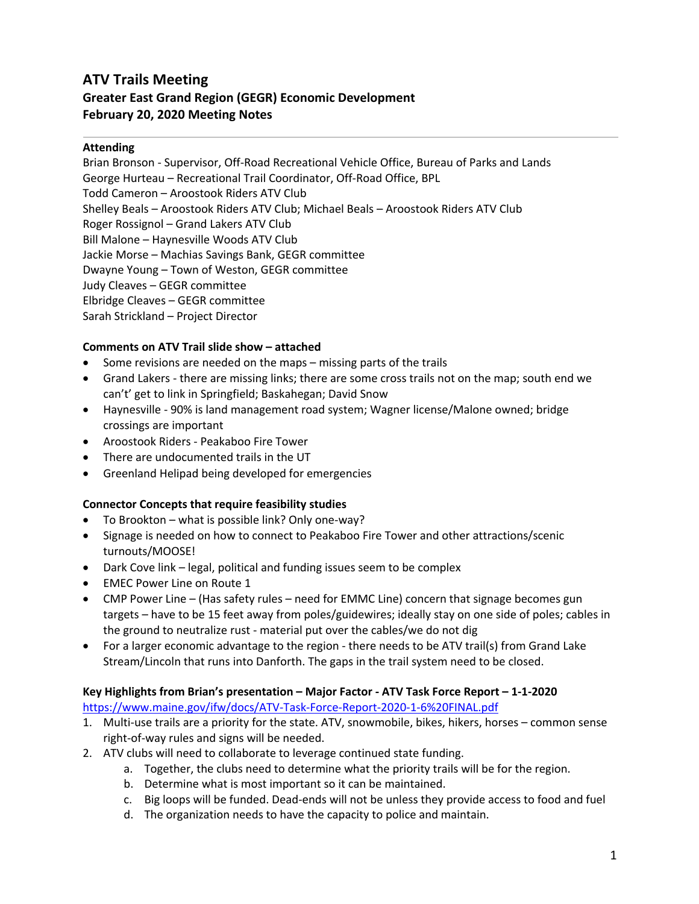# ATV Trails Meeting

## Greater East Grand Region (GEGR) Economic Development

## February 20, 2020 Meeting Notes

---

**Attending**

Brian Bronson - Supervisor, Off-Road Recreational Vehicle Office, Bureau of Parks and Lands
George Hurteau – Recreational Trail Coordinator, Off-Road Office, BPL
Todd Cameron – Aroostook Riders ATV Club
Shelley Beals – Aroostook Riders ATV Club; Michael Beals – Aroostook Riders ATV Club
Roger Rossignol – Grand Lakers ATV Club
Bill Malone – Haynesville Woods ATV Club
Jackie Morse – Machias Savings Bank, GEGR committee
Dwayne Young – Town of Weston, GEGR committee
Judy Cleaves – GEGR committee
Elbridge Cleaves – GEGR committee
Sarah Strickland – Project Director

**Comments on ATV Trail slide show – attached**

- Some revisions are needed on the maps – missing parts of the trails
- Grand Lakers - there are missing links; there are some cross trails not on the map; south end we can't' get to link in Springfield; Baskahegan; David Snow
- Haynesville - 90% is land management road system; Wagner license/Malone owned; bridge crossings are important
- Aroostook Riders - Peakaboo Fire Tower
- There are undocumented trails in the UT
- Greenland Helipad being developed for emergencies

**Connector Concepts that require feasibility studies**

- To Brookton – what is possible link? Only one-way?
- Signage is needed on how to connect to Peakaboo Fire Tower and other attractions/scenic turnouts/MOOSE!
- Dark Cove link – legal, political and funding issues seem to be complex
- EMEC Power Line on Route 1
- CMP Power Line – (Has safety rules – need for EMMC Line) concern that signage becomes gun targets – have to be 15 feet away from poles/guidewires; ideally stay on one side of poles; cables in the ground to neutralize rust - material put over the cables/we do not dig
- For a larger economic advantage to the region - there needs to be ATV trail(s) from Grand Lake Stream/Lincoln that runs into Danforth. The gaps in the trail system need to be closed.

**Key Highlights from Brian's presentation – Major Factor - ATV Task Force Report – 1-1-2020**
https://www.maine.gov/ifw/docs/ATV-Task-Force-Report-2020-1-6%20FINAL.pdf

1. Multi-use trails are a priority for the state. ATV, snowmobile, bikes, hikers, horses – common sense right-of-way rules and signs will be needed.
2. ATV clubs will need to collaborate to leverage continued state funding.
    a. Together, the clubs need to determine what the priority trails will be for the region.
    b. Determine what is most important so it can be maintained.
    c. Big loops will be funded. Dead-ends will not be unless they provide access to food and fuel
    d. The organization needs to have the capacity to police and maintain.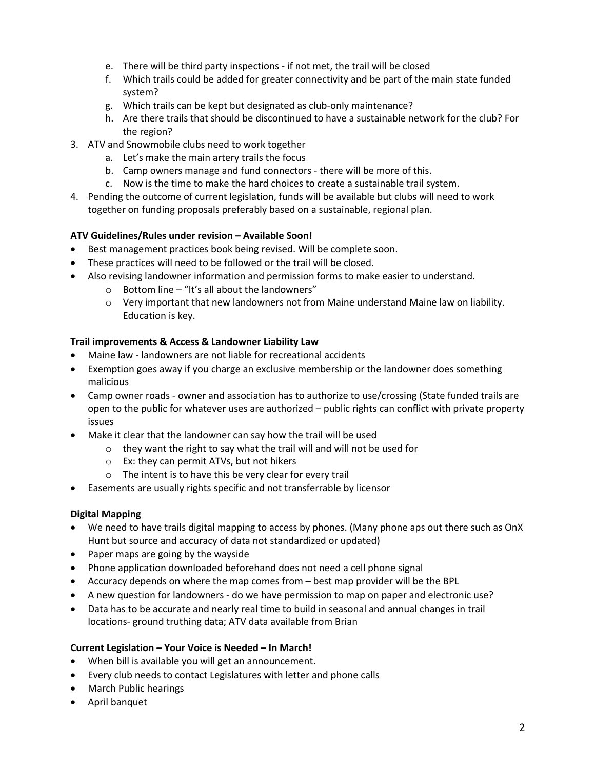e. There will be third party inspections - if not met, the trail will be closed
   f. Which trails could be added for greater connectivity and be part of the main state funded system?
   g. Which trails can be kept but designated as club-only maintenance?
   h. Are there trails that should be discontinued to have a sustainable network for the club? For the region?
3. ATV and Snowmobile clubs need to work together
   a. Let's make the main artery trails the focus
   b. Camp owners manage and fund connectors - there will be more of this.
   c. Now is the time to make the hard choices to create a sustainable trail system.
4. Pending the outcome of current legislation, funds will be available but clubs will need to work together on funding proposals preferably based on a sustainable, regional plan.

**ATV Guidelines/Rules under revision – Available Soon!**

- Best management practices book being revised. Will be complete soon.
- These practices will need to be followed or the trail will be closed.
- Also revising landowner information and permission forms to make easier to understand.
  - Bottom line – "It's all about the landowners"
  - Very important that new landowners not from Maine understand Maine law on liability. Education is key.

**Trail improvements & Access & Landowner Liability Law**

- Maine law - landowners are not liable for recreational accidents
- Exemption goes away if you charge an exclusive membership or the landowner does something malicious
- Camp owner roads - owner and association has to authorize to use/crossing (State funded trails are open to the public for whatever uses are authorized – public rights can conflict with private property issues
- Make it clear that the landowner can say how the trail will be used
  - they want the right to say what the trail will and will not be used for
  - Ex: they can permit ATVs, but not hikers
  - The intent is to have this be very clear for every trail
- Easements are usually rights specific and not transferrable by licensor

**Digital Mapping**

- We need to have trails digital mapping to access by phones. (Many phone aps out there such as OnX Hunt but source and accuracy of data not standardized or updated)
- Paper maps are going by the wayside
- Phone application downloaded beforehand does not need a cell phone signal
- Accuracy depends on where the map comes from – best map provider will be the BPL
- A new question for landowners - do we have permission to map on paper and electronic use?
- Data has to be accurate and nearly real time to build in seasonal and annual changes in trail locations- ground truthing data; ATV data available from Brian

**Current Legislation – Your Voice is Needed – In March!**

- When bill is available you will get an announcement.
- Every club needs to contact Legislatures with letter and phone calls
- March Public hearings
- April banquet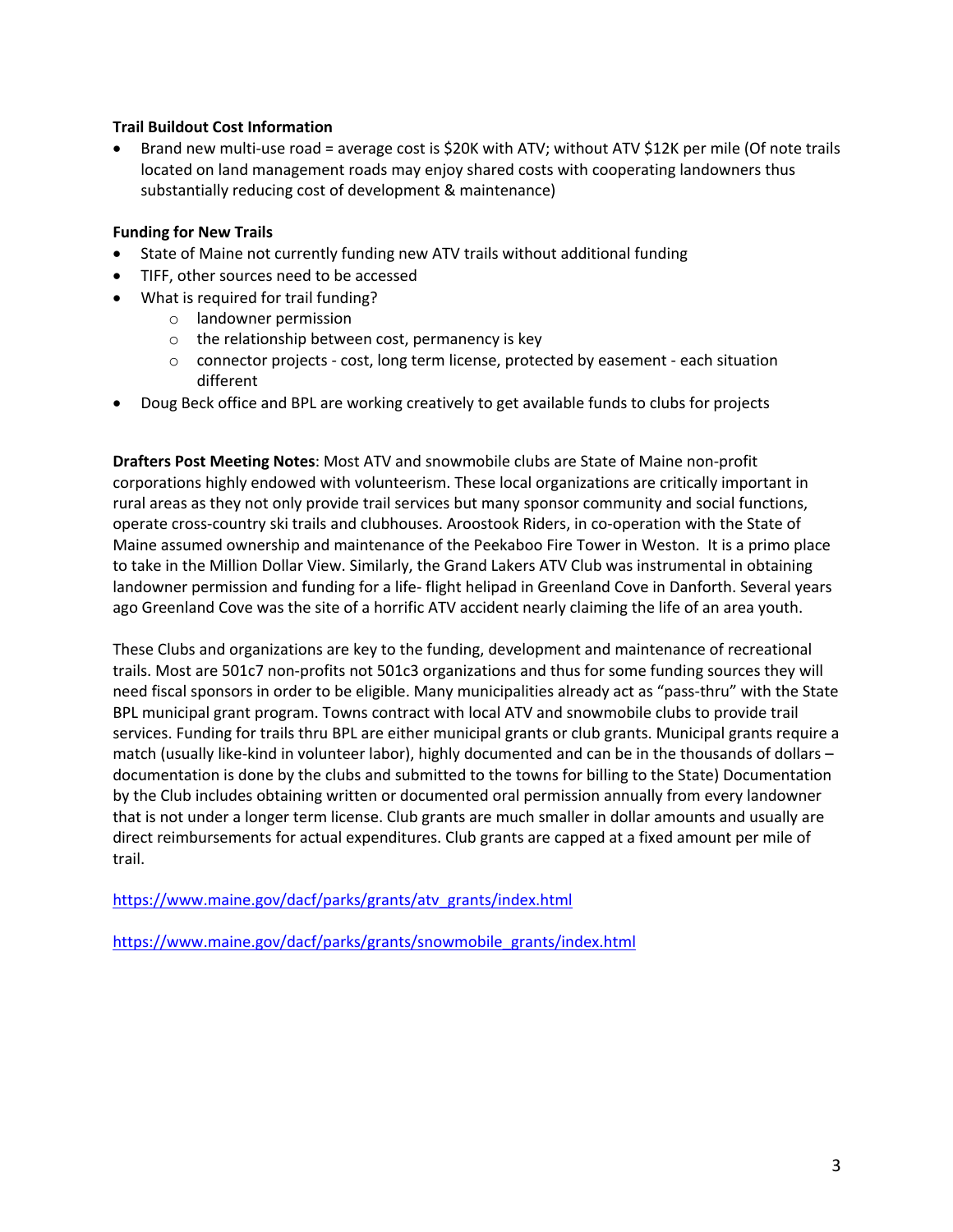**Trail Buildout Cost Information**

- Brand new multi-use road = average cost is $20K with ATV; without ATV $12K per mile (Of note trails located on land management roads may enjoy shared costs with cooperating landowners thus substantially reducing cost of development & maintenance)

**Funding for New Trails**

- State of Maine not currently funding new ATV trails without additional funding
- TIFF, other sources need to be accessed
- What is required for trail funding?
  - landowner permission
  - the relationship between cost, permanency is key
  - connector projects - cost, long term license, protected by easement - each situation different
- Doug Beck office and BPL are working creatively to get available funds to clubs for projects

**Drafters Post Meeting Notes**: Most ATV and snowmobile clubs are State of Maine non-profit corporations highly endowed with volunteerism. These local organizations are critically important in rural areas as they not only provide trail services but many sponsor community and social functions, operate cross-country ski trails and clubhouses. Aroostook Riders, in co-operation with the State of Maine assumed ownership and maintenance of the Peekaboo Fire Tower in Weston. It is a primo place to take in the Million Dollar View. Similarly, the Grand Lakers ATV Club was instrumental in obtaining landowner permission and funding for a life- flight helipad in Greenland Cove in Danforth. Several years ago Greenland Cove was the site of a horrific ATV accident nearly claiming the life of an area youth.

These Clubs and organizations are key to the funding, development and maintenance of recreational trails. Most are 501c7 non-profits not 501c3 organizations and thus for some funding sources they will need fiscal sponsors in order to be eligible. Many municipalities already act as "pass-thru" with the State BPL municipal grant program. Towns contract with local ATV and snowmobile clubs to provide trail services. Funding for trails thru BPL are either municipal grants or club grants. Municipal grants require a match (usually like-kind in volunteer labor), highly documented and can be in the thousands of dollars – documentation is done by the clubs and submitted to the towns for billing to the State) Documentation by the Club includes obtaining written or documented oral permission annually from every landowner that is not under a longer term license. Club grants are much smaller in dollar amounts and usually are direct reimbursements for actual expenditures. Club grants are capped at a fixed amount per mile of trail.

https://www.maine.gov/dacf/parks/grants/atv_grants/index.html

https://www.maine.gov/dacf/parks/grants/snowmobile_grants/index.html